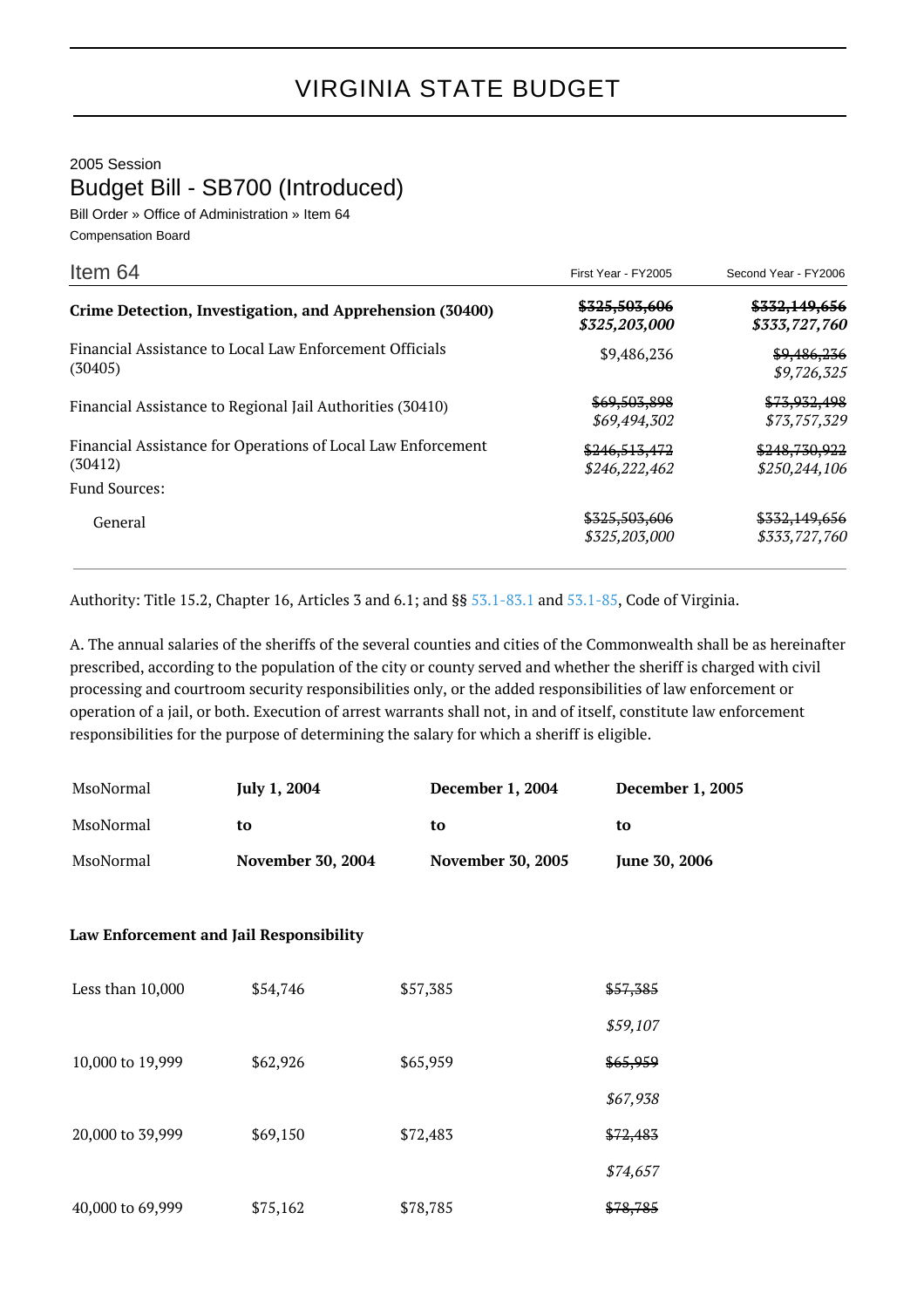# VIRGINIA STATE BUDGET

2005 Session

## Budget Bill - SB700 (Introduced)

Bill Order » Office of Administration » Item 64

Compensation Board

| Item 64 | First Year - FY2005 | Second Year - FY2006 |
|---|---|---|
| **Crime Detection, Investigation, and Apprehension (30400)** | ~~$325,503,606~~ *$325,203,000* | ~~$332,149,656~~ *$333,727,760* |
| Financial Assistance to Local Law Enforcement Officials (30405) | $9,486,236 | ~~$9,486,236~~ *$9,726,325* |
| Financial Assistance to Regional Jail Authorities (30410) | ~~$69,503,898~~ *$69,494,302* | ~~$73,932,498~~ *$73,757,329* |
| Financial Assistance for Operations of Local Law Enforcement (30412) | ~~$246,513,472~~ *$246,222,462* | ~~$248,730,922~~ *$250,244,106* |
| Fund Sources: | | |
| General | ~~$325,503,606~~ *$325,203,000* | ~~$332,149,656~~ *$333,727,760* |

Authority: Title 15.2, Chapter 16, Articles 3 and 6.1; and §§ 53.1-83.1 and 53.1-85, Code of Virginia.

A. The annual salaries of the sheriffs of the several counties and cities of the Commonwealth shall be as hereinafter prescribed, according to the population of the city or county served and whether the sheriff is charged with civil processing and courtroom security responsibilities only, or the added responsibilities of law enforcement or operation of a jail, or both. Execution of arrest warrants shall not, in and of itself, constitute law enforcement responsibilities for the purpose of determining the salary for which a sheriff is eligible.

| MsoNormal | **July 1, 2004 to November 30, 2004** | **December 1, 2004 to November 30, 2005** | **December 1, 2005 to June 30, 2006** |
|---|---|---|---|
| **Law Enforcement and Jail Responsibility** | | | |
| Less than 10,000 | $54,746 | $57,385 | ~~$57,385~~ *$59,107* |
| 10,000 to 19,999 | $62,926 | $65,959 | ~~$65,959~~ *$67,938* |
| 20,000 to 39,999 | $69,150 | $72,483 | ~~$72,483~~ *$74,657* |
| 40,000 to 69,999 | $75,162 | $78,785 | ~~$78,785~~ |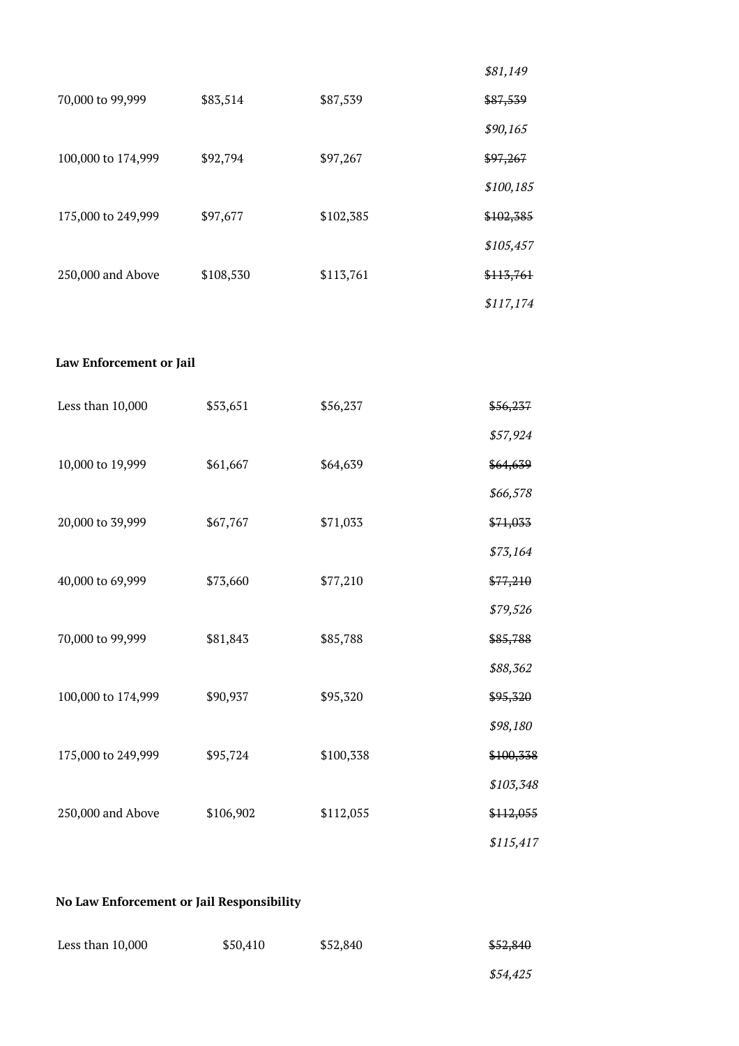| | | | |
|---|---|---|---|
| | | | *$81,149* |
| 70,000 to 99,999 | $83,514 | $87,539 | ~~$87,539~~ *$90,165* |
| 100,000 to 174,999 | $92,794 | $97,267 | ~~$97,267~~ *$100,185* |
| 175,000 to 249,999 | $97,677 | $102,385 | ~~$102,385~~ *$105,457* |
| 250,000 and Above | $108,530 | $113,761 | ~~$113,761~~ *$117,174* |

**Law Enforcement or Jail**

| | | | |
|---|---|---|---|
| Less than 10,000 | $53,651 | $56,237 | ~~$56,237~~ *$57,924* |
| 10,000 to 19,999 | $61,667 | $64,639 | ~~$64,639~~ *$66,578* |
| 20,000 to 39,999 | $67,767 | $71,033 | ~~$71,033~~ *$73,164* |
| 40,000 to 69,999 | $73,660 | $77,210 | ~~$77,210~~ *$79,526* |
| 70,000 to 99,999 | $81,843 | $85,788 | ~~$85,788~~ *$88,362* |
| 100,000 to 174,999 | $90,937 | $95,320 | ~~$95,320~~ *$98,180* |
| 175,000 to 249,999 | $95,724 | $100,338 | ~~$100,338~~ *$103,348* |
| 250,000 and Above | $106,902 | $112,055 | ~~$112,055~~ *$115,417* |

**No Law Enforcement or Jail Responsibility**

| | | | |
|---|---|---|---|
| Less than 10,000 | $50,410 | $52,840 | ~~$52,840~~ *$54,425* |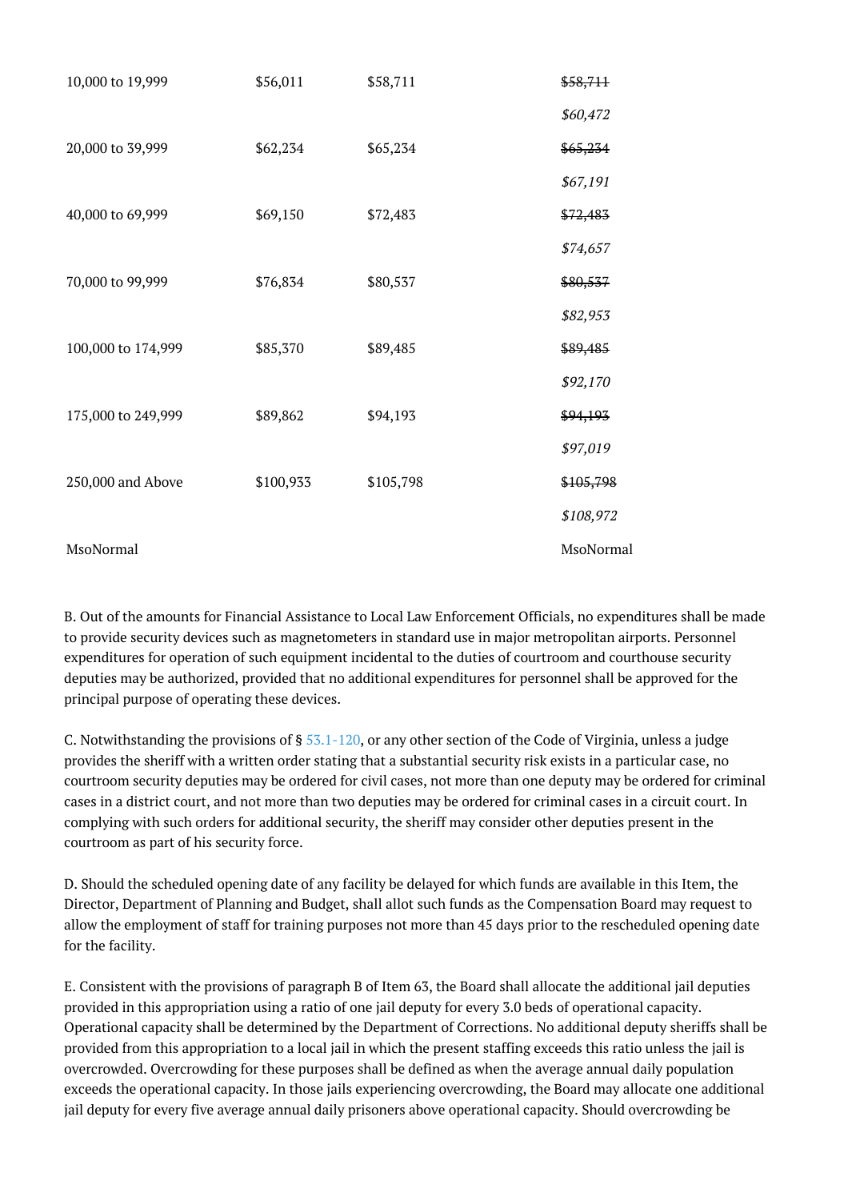| | | | |
|---|---|---|---|
| 10,000 to 19,999 | $56,011 | $58,711 | ~~$58,711~~ *$60,472* |
| 20,000 to 39,999 | $62,234 | $65,234 | ~~$65,234~~ *$67,191* |
| 40,000 to 69,999 | $69,150 | $72,483 | ~~$72,483~~ *$74,657* |
| 70,000 to 99,999 | $76,834 | $80,537 | ~~$80,537~~ *$82,953* |
| 100,000 to 174,999 | $85,370 | $89,485 | ~~$89,485~~ *$92,170* |
| 175,000 to 249,999 | $89,862 | $94,193 | ~~$94,193~~ *$97,019* |
| 250,000 and Above | $100,933 | $105,798 | ~~$105,798~~ *$108,972* |
| MsoNormal | | | MsoNormal |

B. Out of the amounts for Financial Assistance to Local Law Enforcement Officials, no expenditures shall be made to provide security devices such as magnetometers in standard use in major metropolitan airports. Personnel expenditures for operation of such equipment incidental to the duties of courtroom and courthouse security deputies may be authorized, provided that no additional expenditures for personnel shall be approved for the principal purpose of operating these devices.

C. Notwithstanding the provisions of § 53.1-120, or any other section of the Code of Virginia, unless a judge provides the sheriff with a written order stating that a substantial security risk exists in a particular case, no courtroom security deputies may be ordered for civil cases, not more than one deputy may be ordered for criminal cases in a district court, and not more than two deputies may be ordered for criminal cases in a circuit court. In complying with such orders for additional security, the sheriff may consider other deputies present in the courtroom as part of his security force.

D. Should the scheduled opening date of any facility be delayed for which funds are available in this Item, the Director, Department of Planning and Budget, shall allot such funds as the Compensation Board may request to allow the employment of staff for training purposes not more than 45 days prior to the rescheduled opening date for the facility.

E. Consistent with the provisions of paragraph B of Item 63, the Board shall allocate the additional jail deputies provided in this appropriation using a ratio of one jail deputy for every 3.0 beds of operational capacity. Operational capacity shall be determined by the Department of Corrections. No additional deputy sheriffs shall be provided from this appropriation to a local jail in which the present staffing exceeds this ratio unless the jail is overcrowded. Overcrowding for these purposes shall be defined as when the average annual daily population exceeds the operational capacity. In those jails experiencing overcrowding, the Board may allocate one additional jail deputy for every five average annual daily prisoners above operational capacity. Should overcrowding be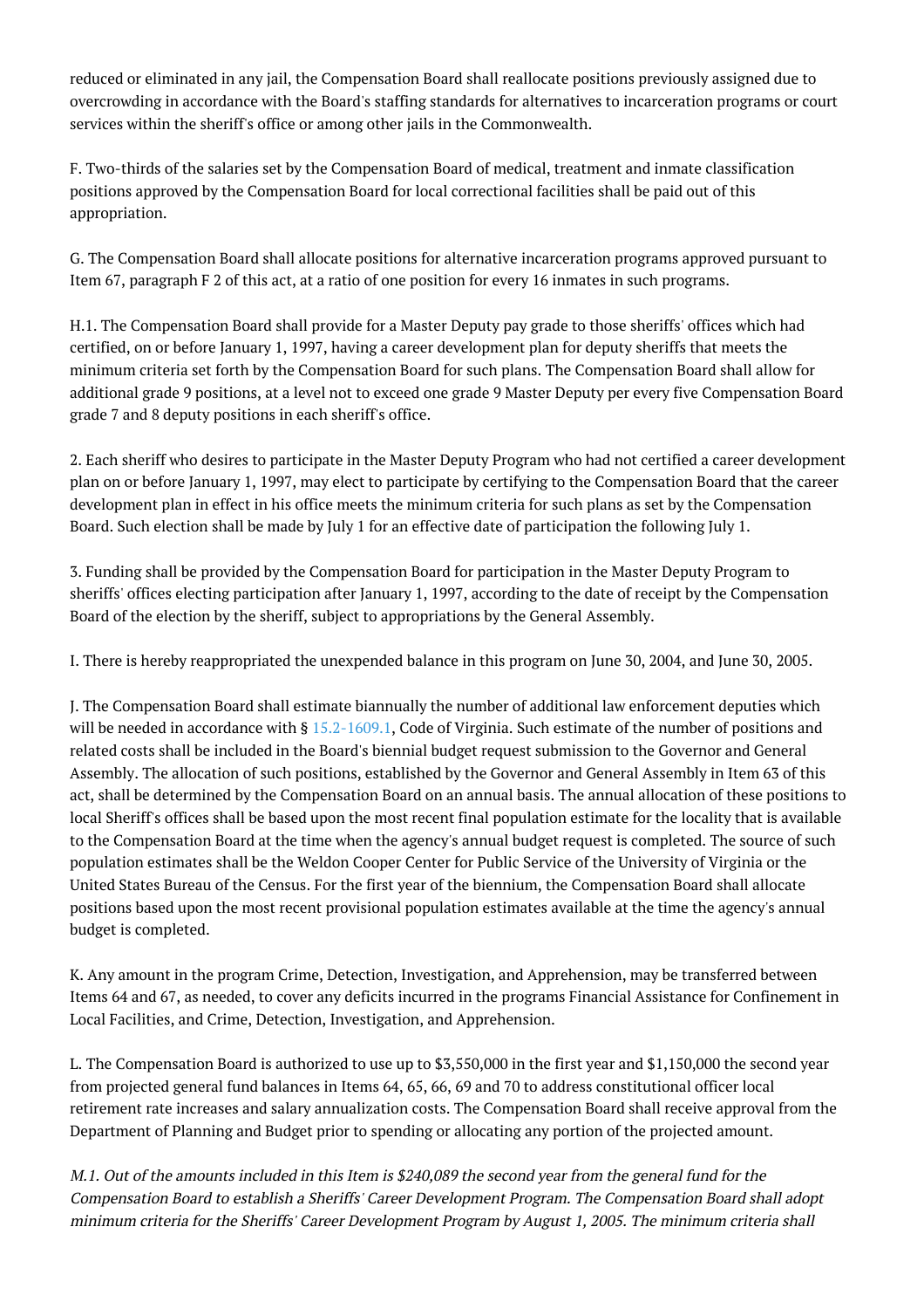reduced or eliminated in any jail, the Compensation Board shall reallocate positions previously assigned due to overcrowding in accordance with the Board's staffing standards for alternatives to incarceration programs or court services within the sheriff's office or among other jails in the Commonwealth.

F. Two-thirds of the salaries set by the Compensation Board of medical, treatment and inmate classification positions approved by the Compensation Board for local correctional facilities shall be paid out of this appropriation.

G. The Compensation Board shall allocate positions for alternative incarceration programs approved pursuant to Item 67, paragraph F 2 of this act, at a ratio of one position for every 16 inmates in such programs.

H.1. The Compensation Board shall provide for a Master Deputy pay grade to those sheriffs' offices which had certified, on or before January 1, 1997, having a career development plan for deputy sheriffs that meets the minimum criteria set forth by the Compensation Board for such plans. The Compensation Board shall allow for additional grade 9 positions, at a level not to exceed one grade 9 Master Deputy per every five Compensation Board grade 7 and 8 deputy positions in each sheriff's office.

2. Each sheriff who desires to participate in the Master Deputy Program who had not certified a career development plan on or before January 1, 1997, may elect to participate by certifying to the Compensation Board that the career development plan in effect in his office meets the minimum criteria for such plans as set by the Compensation Board. Such election shall be made by July 1 for an effective date of participation the following July 1.

3. Funding shall be provided by the Compensation Board for participation in the Master Deputy Program to sheriffs' offices electing participation after January 1, 1997, according to the date of receipt by the Compensation Board of the election by the sheriff, subject to appropriations by the General Assembly.

I. There is hereby reappropriated the unexpended balance in this program on June 30, 2004, and June 30, 2005.

J. The Compensation Board shall estimate biannually the number of additional law enforcement deputies which will be needed in accordance with § 15.2-1609.1, Code of Virginia. Such estimate of the number of positions and related costs shall be included in the Board's biennial budget request submission to the Governor and General Assembly. The allocation of such positions, established by the Governor and General Assembly in Item 63 of this act, shall be determined by the Compensation Board on an annual basis. The annual allocation of these positions to local Sheriff's offices shall be based upon the most recent final population estimate for the locality that is available to the Compensation Board at the time when the agency's annual budget request is completed. The source of such population estimates shall be the Weldon Cooper Center for Public Service of the University of Virginia or the United States Bureau of the Census. For the first year of the biennium, the Compensation Board shall allocate positions based upon the most recent provisional population estimates available at the time the agency's annual budget is completed.

K. Any amount in the program Crime, Detection, Investigation, and Apprehension, may be transferred between Items 64 and 67, as needed, to cover any deficits incurred in the programs Financial Assistance for Confinement in Local Facilities, and Crime, Detection, Investigation, and Apprehension.

L. The Compensation Board is authorized to use up to $3,550,000 in the first year and $1,150,000 the second year from projected general fund balances in Items 64, 65, 66, 69 and 70 to address constitutional officer local retirement rate increases and salary annualization costs. The Compensation Board shall receive approval from the Department of Planning and Budget prior to spending or allocating any portion of the projected amount.

*M.1. Out of the amounts included in this Item is $240,089 the second year from the general fund for the Compensation Board to establish a Sheriffs' Career Development Program. The Compensation Board shall adopt minimum criteria for the Sheriffs' Career Development Program by August 1, 2005. The minimum criteria shall*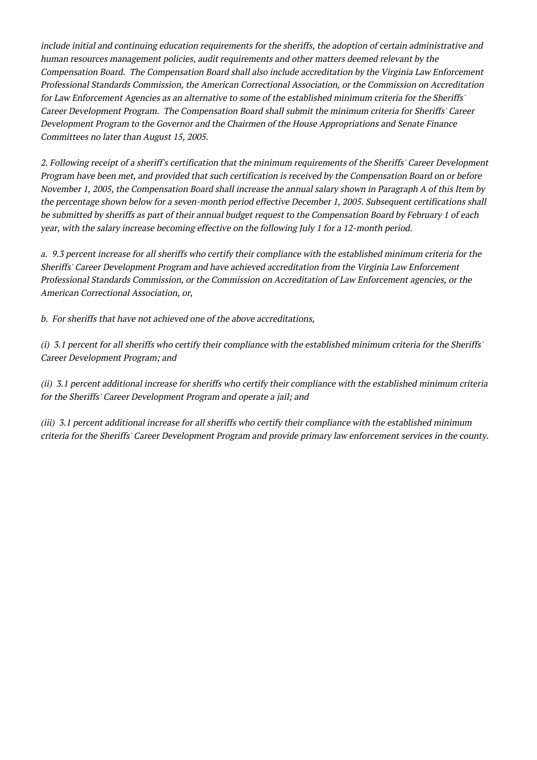*include initial and continuing education requirements for the sheriffs, the adoption of certain administrative and human resources management policies, audit requirements and other matters deemed relevant by the Compensation Board. The Compensation Board shall also include accreditation by the Virginia Law Enforcement Professional Standards Commission, the American Correctional Association, or the Commission on Accreditation for Law Enforcement Agencies as an alternative to some of the established minimum criteria for the Sheriffs' Career Development Program. The Compensation Board shall submit the minimum criteria for Sheriffs' Career Development Program to the Governor and the Chairmen of the House Appropriations and Senate Finance Committees no later than August 15, 2005.*

*2. Following receipt of a sheriff's certification that the minimum requirements of the Sheriffs' Career Development Program have been met, and provided that such certification is received by the Compensation Board on or before November 1, 2005, the Compensation Board shall increase the annual salary shown in Paragraph A of this Item by the percentage shown below for a seven-month period effective December 1, 2005. Subsequent certifications shall be submitted by sheriffs as part of their annual budget request to the Compensation Board by February 1 of each year, with the salary increase becoming effective on the following July 1 for a 12-month period.*

*a. 9.3 percent increase for all sheriffs who certify their compliance with the established minimum criteria for the Sheriffs' Career Development Program and have achieved accreditation from the Virginia Law Enforcement Professional Standards Commission, or the Commission on Accreditation of Law Enforcement agencies, or the American Correctional Association, or,*

*b. For sheriffs that have not achieved one of the above accreditations,*

*(i) 3.1 percent for all sheriffs who certify their compliance with the established minimum criteria for the Sheriffs' Career Development Program; and*

*(ii) 3.1 percent additional increase for sheriffs who certify their compliance with the established minimum criteria for the Sheriffs' Career Development Program and operate a jail; and*

*(iii) 3.1 percent additional increase for all sheriffs who certify their compliance with the established minimum criteria for the Sheriffs' Career Development Program and provide primary law enforcement services in the county.*